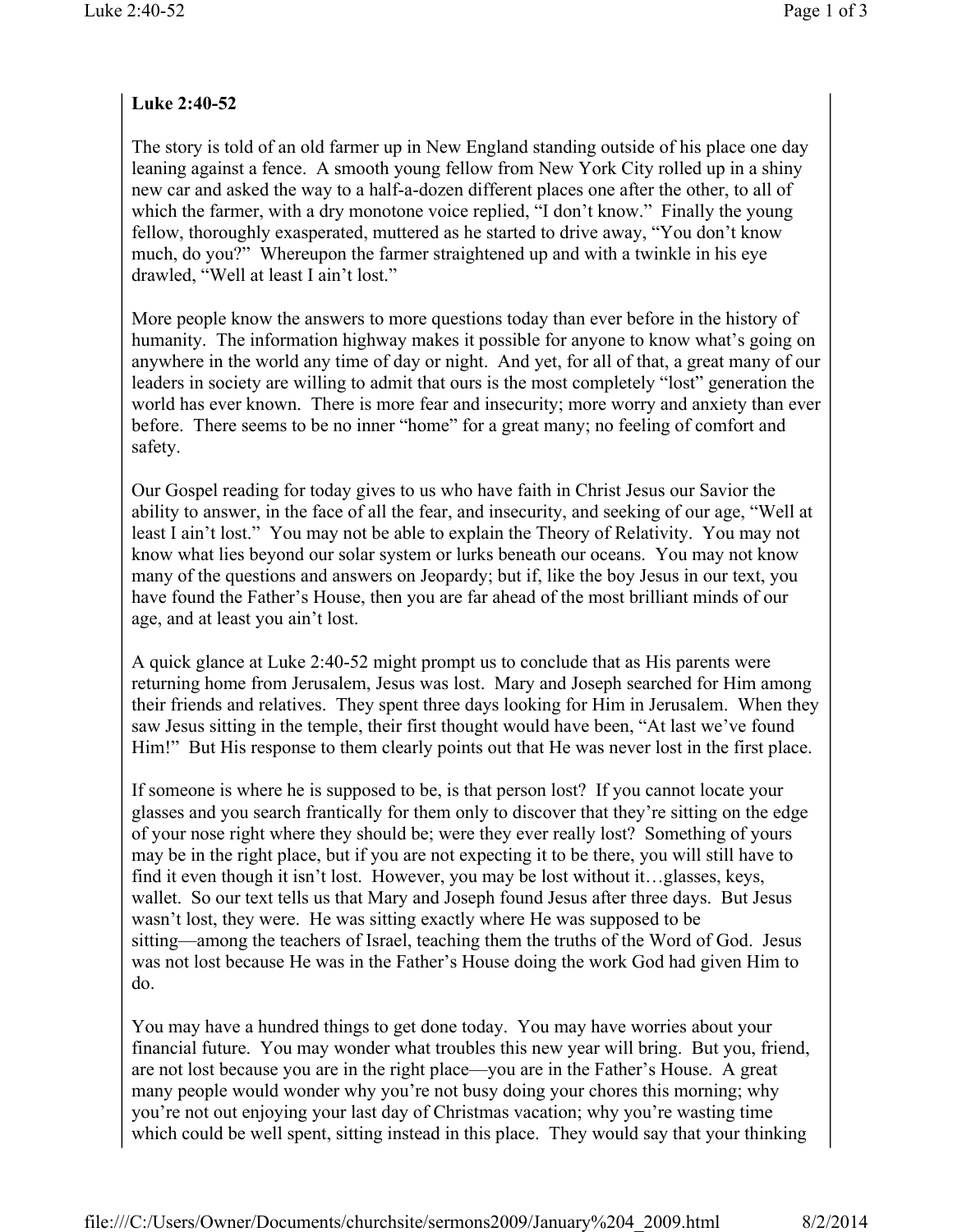**Luke 2:40-52**

The story is told of an old farmer up in New England standing outside of his place one day leaning against a fence. A smooth young fellow from New York City rolled up in a shiny new car and asked the way to a half-a-dozen different places one after the other, to all of which the farmer, with a dry monotone voice replied, "I don't know." Finally the young fellow, thoroughly exasperated, muttered as he started to drive away, "You don't know much, do you?" Whereupon the farmer straightened up and with a twinkle in his eye drawled, "Well at least I ain't lost."

More people know the answers to more questions today than ever before in the history of humanity. The information highway makes it possible for anyone to know what's going on anywhere in the world any time of day or night. And yet, for all of that, a great many of our leaders in society are willing to admit that ours is the most completely "lost" generation the world has ever known. There is more fear and insecurity; more worry and anxiety than ever before. There seems to be no inner "home" for a great many; no feeling of comfort and safety.

Our Gospel reading for today gives to us who have faith in Christ Jesus our Savior the ability to answer, in the face of all the fear, and insecurity, and seeking of our age, "Well at least I ain't lost." You may not be able to explain the Theory of Relativity. You may not know what lies beyond our solar system or lurks beneath our oceans. You may not know many of the questions and answers on Jeopardy; but if, like the boy Jesus in our text, you have found the Father's House, then you are far ahead of the most brilliant minds of our age, and at least you ain't lost.

A quick glance at Luke 2:40-52 might prompt us to conclude that as His parents were returning home from Jerusalem, Jesus was lost. Mary and Joseph searched for Him among their friends and relatives. They spent three days looking for Him in Jerusalem. When they saw Jesus sitting in the temple, their first thought would have been, "At last we've found Him!" But His response to them clearly points out that He was never lost in the first place.

If someone is where he is supposed to be, is that person lost? If you cannot locate your glasses and you search frantically for them only to discover that they're sitting on the edge of your nose right where they should be; were they ever really lost? Something of yours may be in the right place, but if you are not expecting it to be there, you will still have to find it even though it isn't lost. However, you may be lost without it…glasses, keys, wallet. So our text tells us that Mary and Joseph found Jesus after three days. But Jesus wasn't lost, they were. He was sitting exactly where He was supposed to be sitting—among the teachers of Israel, teaching them the truths of the Word of God. Jesus was not lost because He was in the Father's House doing the work God had given Him to do.

You may have a hundred things to get done today. You may have worries about your financial future. You may wonder what troubles this new year will bring. But you, friend, are not lost because you are in the right place—you are in the Father's House. A great many people would wonder why you're not busy doing your chores this morning; why you're not out enjoying your last day of Christmas vacation; why you're wasting time which could be well spent, sitting instead in this place. They would say that your thinking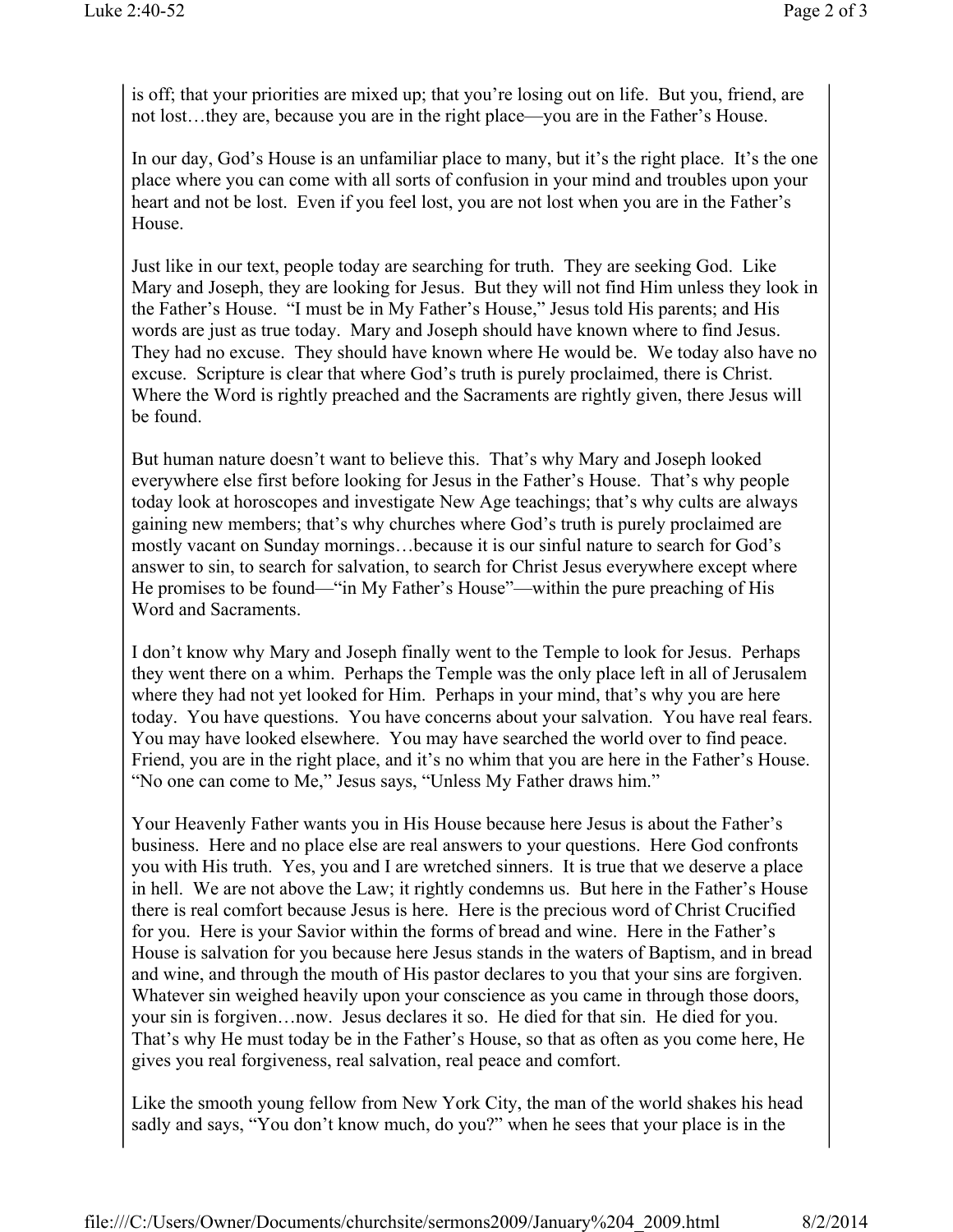is off; that your priorities are mixed up; that you're losing out on life. But you, friend, are not lost…they are, because you are in the right place—you are in the Father's House.

In our day, God's House is an unfamiliar place to many, but it's the right place. It's the one place where you can come with all sorts of confusion in your mind and troubles upon your heart and not be lost. Even if you feel lost, you are not lost when you are in the Father's House.

Just like in our text, people today are searching for truth. They are seeking God. Like Mary and Joseph, they are looking for Jesus. But they will not find Him unless they look in the Father's House. "I must be in My Father's House," Jesus told His parents; and His words are just as true today. Mary and Joseph should have known where to find Jesus. They had no excuse. They should have known where He would be. We today also have no excuse. Scripture is clear that where God's truth is purely proclaimed, there is Christ. Where the Word is rightly preached and the Sacraments are rightly given, there Jesus will be found.

But human nature doesn't want to believe this. That's why Mary and Joseph looked everywhere else first before looking for Jesus in the Father's House. That's why people today look at horoscopes and investigate New Age teachings; that's why cults are always gaining new members; that's why churches where God's truth is purely proclaimed are mostly vacant on Sunday mornings…because it is our sinful nature to search for God's answer to sin, to search for salvation, to search for Christ Jesus everywhere except where He promises to be found—"in My Father's House"—within the pure preaching of His Word and Sacraments.

I don't know why Mary and Joseph finally went to the Temple to look for Jesus. Perhaps they went there on a whim. Perhaps the Temple was the only place left in all of Jerusalem where they had not yet looked for Him. Perhaps in your mind, that's why you are here today. You have questions. You have concerns about your salvation. You have real fears. You may have looked elsewhere. You may have searched the world over to find peace. Friend, you are in the right place, and it's no whim that you are here in the Father's House. "No one can come to Me," Jesus says, "Unless My Father draws him."

Your Heavenly Father wants you in His House because here Jesus is about the Father's business. Here and no place else are real answers to your questions. Here God confronts you with His truth. Yes, you and I are wretched sinners. It is true that we deserve a place in hell. We are not above the Law; it rightly condemns us. But here in the Father's House there is real comfort because Jesus is here. Here is the precious word of Christ Crucified for you. Here is your Savior within the forms of bread and wine. Here in the Father's House is salvation for you because here Jesus stands in the waters of Baptism, and in bread and wine, and through the mouth of His pastor declares to you that your sins are forgiven. Whatever sin weighed heavily upon your conscience as you came in through those doors, your sin is forgiven…now. Jesus declares it so. He died for that sin. He died for you. That's why He must today be in the Father's House, so that as often as you come here, He gives you real forgiveness, real salvation, real peace and comfort.

Like the smooth young fellow from New York City, the man of the world shakes his head sadly and says, "You don't know much, do you?" when he sees that your place is in the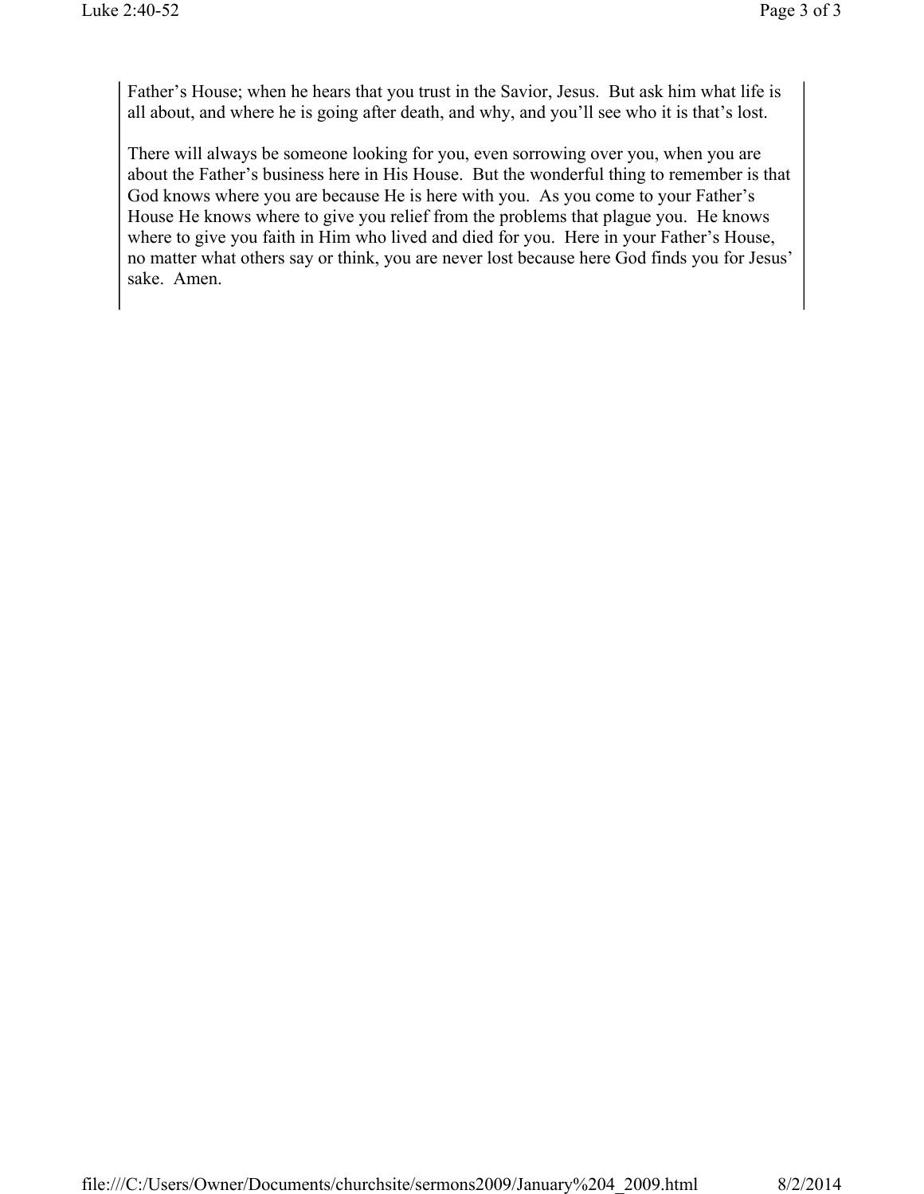Father's House; when he hears that you trust in the Savior, Jesus. But ask him what life is all about, and where he is going after death, and why, and you'll see who it is that's lost.

There will always be someone looking for you, even sorrowing over you, when you are about the Father's business here in His House. But the wonderful thing to remember is that God knows where you are because He is here with you. As you come to your Father's House He knows where to give you relief from the problems that plague you. He knows where to give you faith in Him who lived and died for you. Here in your Father's House, no matter what others say or think, you are never lost because here God finds you for Jesus' sake. Amen.